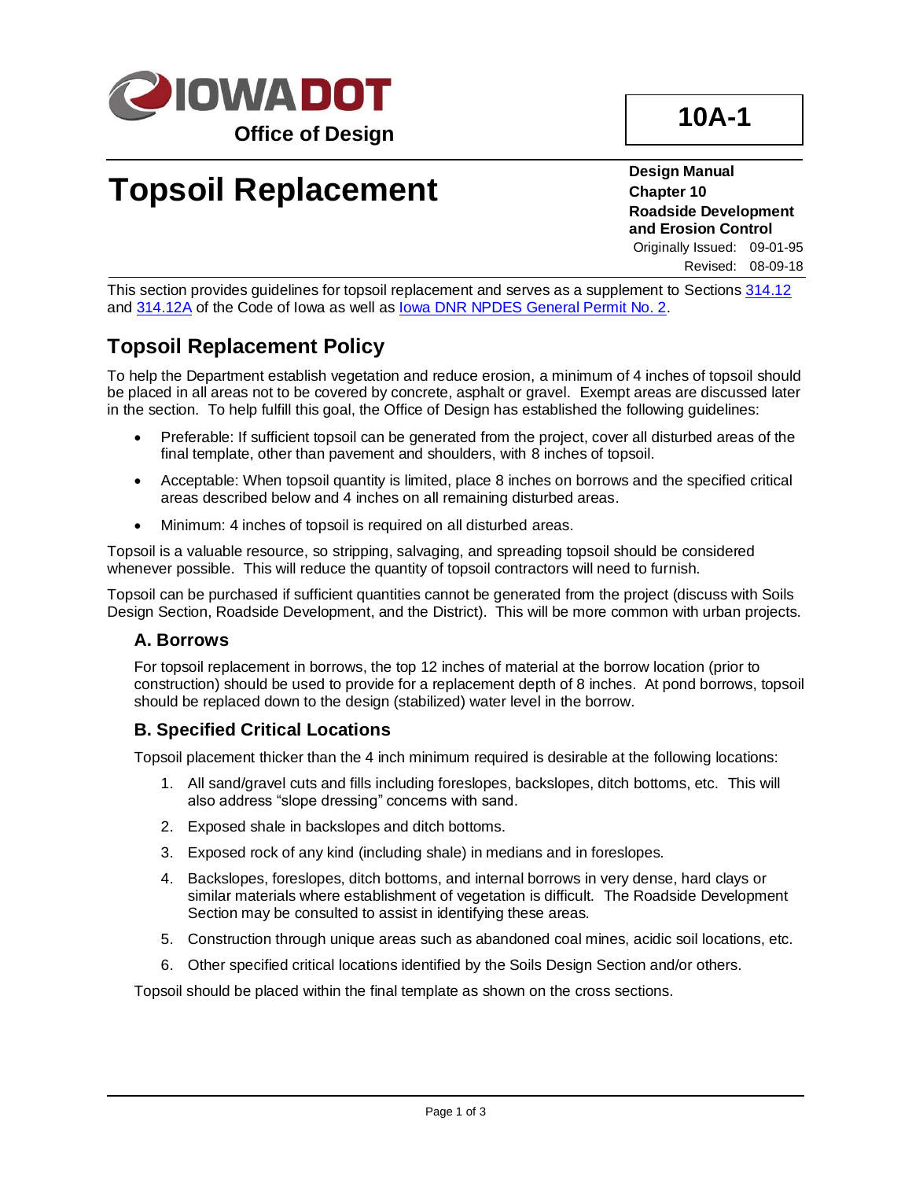# IOWA DOT

**Office of Design**

**10A-1**

# Topsoil Replacement

**Design Manual**
**Chapter 10**
**Roadside Development and Erosion Control**

Originally Issued: 09-01-95
Revised: 08-09-18

This section provides guidelines for topsoil replacement and serves as a supplement to Sections 314.12 and 314.12A of the Code of Iowa as well as Iowa DNR NPDES General Permit No. 2.

## Topsoil Replacement Policy

To help the Department establish vegetation and reduce erosion, a minimum of 4 inches of topsoil should be placed in all areas not to be covered by concrete, asphalt or gravel. Exempt areas are discussed later in the section. To help fulfill this goal, the Office of Design has established the following guidelines:

- Preferable: If sufficient topsoil can be generated from the project, cover all disturbed areas of the final template, other than pavement and shoulders, with 8 inches of topsoil.
- Acceptable: When topsoil quantity is limited, place 8 inches on borrows and the specified critical areas described below and 4 inches on all remaining disturbed areas.
- Minimum: 4 inches of topsoil is required on all disturbed areas.

Topsoil is a valuable resource, so stripping, salvaging, and spreading topsoil should be considered whenever possible. This will reduce the quantity of topsoil contractors will need to furnish.

Topsoil can be purchased if sufficient quantities cannot be generated from the project (discuss with Soils Design Section, Roadside Development, and the District). This will be more common with urban projects.

### A. Borrows

For topsoil replacement in borrows, the top 12 inches of material at the borrow location (prior to construction) should be used to provide for a replacement depth of 8 inches. At pond borrows, topsoil should be replaced down to the design (stabilized) water level in the borrow.

### B. Specified Critical Locations

Topsoil placement thicker than the 4 inch minimum required is desirable at the following locations:

1. All sand/gravel cuts and fills including foreslopes, backslopes, ditch bottoms, etc. This will also address "slope dressing" concerns with sand.
2. Exposed shale in backslopes and ditch bottoms.
3. Exposed rock of any kind (including shale) in medians and in foreslopes.
4. Backslopes, foreslopes, ditch bottoms, and internal borrows in very dense, hard clays or similar materials where establishment of vegetation is difficult. The Roadside Development Section may be consulted to assist in identifying these areas.
5. Construction through unique areas such as abandoned coal mines, acidic soil locations, etc.
6. Other specified critical locations identified by the Soils Design Section and/or others.

Topsoil should be placed within the final template as shown on the cross sections.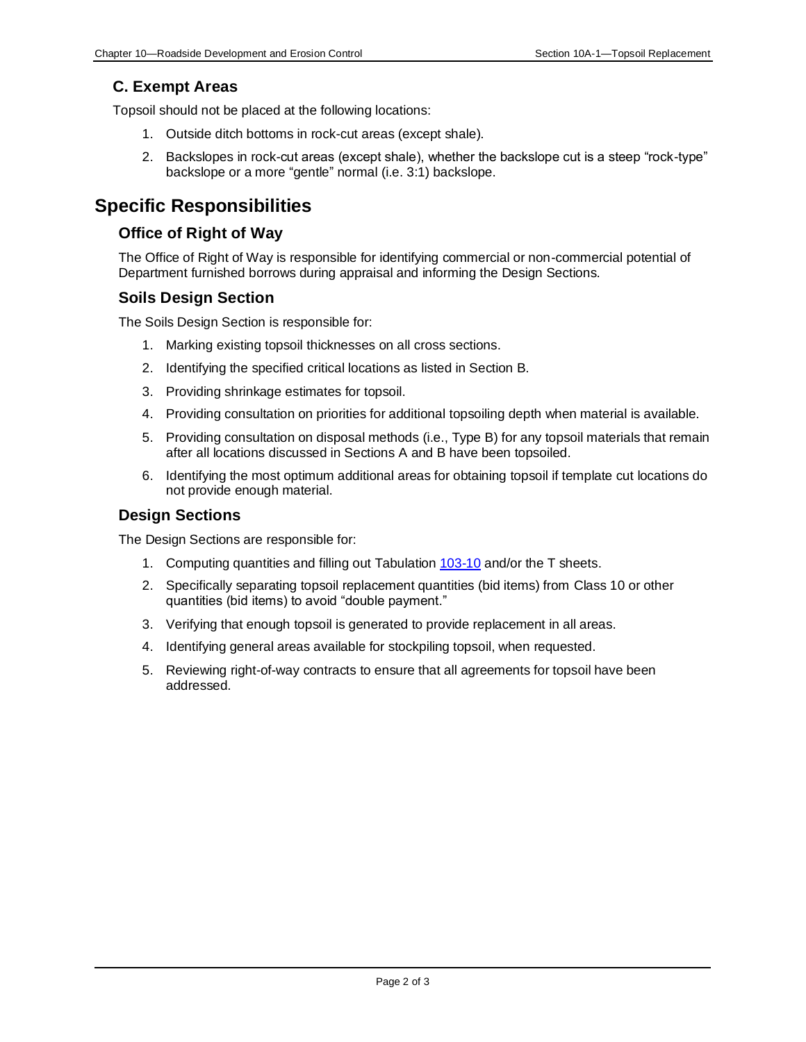### C. Exempt Areas

Topsoil should not be placed at the following locations:

1. Outside ditch bottoms in rock-cut areas (except shale).
2. Backslopes in rock-cut areas (except shale), whether the backslope cut is a steep "rock-type" backslope or a more "gentle" normal (i.e. 3:1) backslope.

## Specific Responsibilities

### Office of Right of Way

The Office of Right of Way is responsible for identifying commercial or non-commercial potential of Department furnished borrows during appraisal and informing the Design Sections.

### Soils Design Section

The Soils Design Section is responsible for:

1. Marking existing topsoil thicknesses on all cross sections.
2. Identifying the specified critical locations as listed in Section B.
3. Providing shrinkage estimates for topsoil.
4. Providing consultation on priorities for additional topsoiling depth when material is available.
5. Providing consultation on disposal methods (i.e., Type B) for any topsoil materials that remain after all locations discussed in Sections A and B have been topsoiled.
6. Identifying the most optimum additional areas for obtaining topsoil if template cut locations do not provide enough material.

### Design Sections

The Design Sections are responsible for:

1. Computing quantities and filling out Tabulation 103-10 and/or the T sheets.
2. Specifically separating topsoil replacement quantities (bid items) from Class 10 or other quantities (bid items) to avoid "double payment."
3. Verifying that enough topsoil is generated to provide replacement in all areas.
4. Identifying general areas available for stockpiling topsoil, when requested.
5. Reviewing right-of-way contracts to ensure that all agreements for topsoil have been addressed.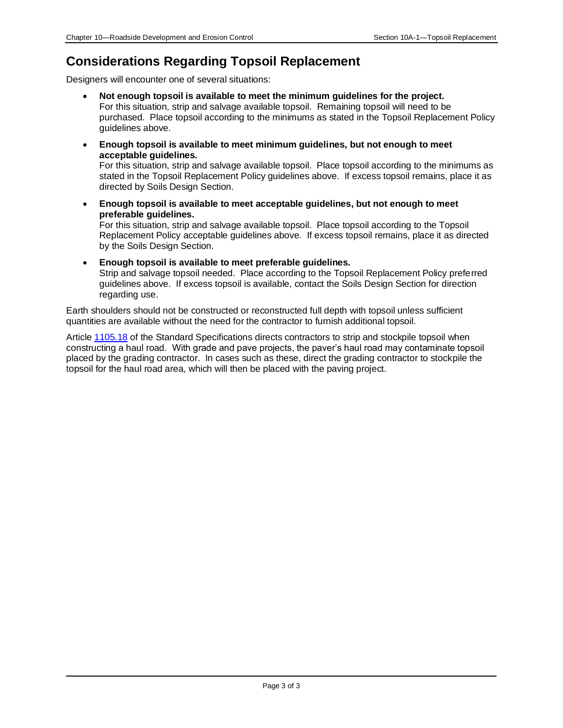## Considerations Regarding Topsoil Replacement

Designers will encounter one of several situations:

- **Not enough topsoil is available to meet the minimum guidelines for the project.**
  For this situation, strip and salvage available topsoil. Remaining topsoil will need to be purchased. Place topsoil according to the minimums as stated in the Topsoil Replacement Policy guidelines above.
- **Enough topsoil is available to meet minimum guidelines, but not enough to meet acceptable guidelines.**
  For this situation, strip and salvage available topsoil. Place topsoil according to the minimums as stated in the Topsoil Replacement Policy guidelines above. If excess topsoil remains, place it as directed by Soils Design Section.
- **Enough topsoil is available to meet acceptable guidelines, but not enough to meet preferable guidelines.**
  For this situation, strip and salvage available topsoil. Place topsoil according to the Topsoil Replacement Policy acceptable guidelines above. If excess topsoil remains, place it as directed by the Soils Design Section.
- **Enough topsoil is available to meet preferable guidelines.**
  Strip and salvage topsoil needed. Place according to the Topsoil Replacement Policy preferred guidelines above. If excess topsoil is available, contact the Soils Design Section for direction regarding use.

Earth shoulders should not be constructed or reconstructed full depth with topsoil unless sufficient quantities are available without the need for the contractor to furnish additional topsoil.

Article 1105.18 of the Standard Specifications directs contractors to strip and stockpile topsoil when constructing a haul road. With grade and pave projects, the paver's haul road may contaminate topsoil placed by the grading contractor. In cases such as these, direct the grading contractor to stockpile the topsoil for the haul road area, which will then be placed with the paving project.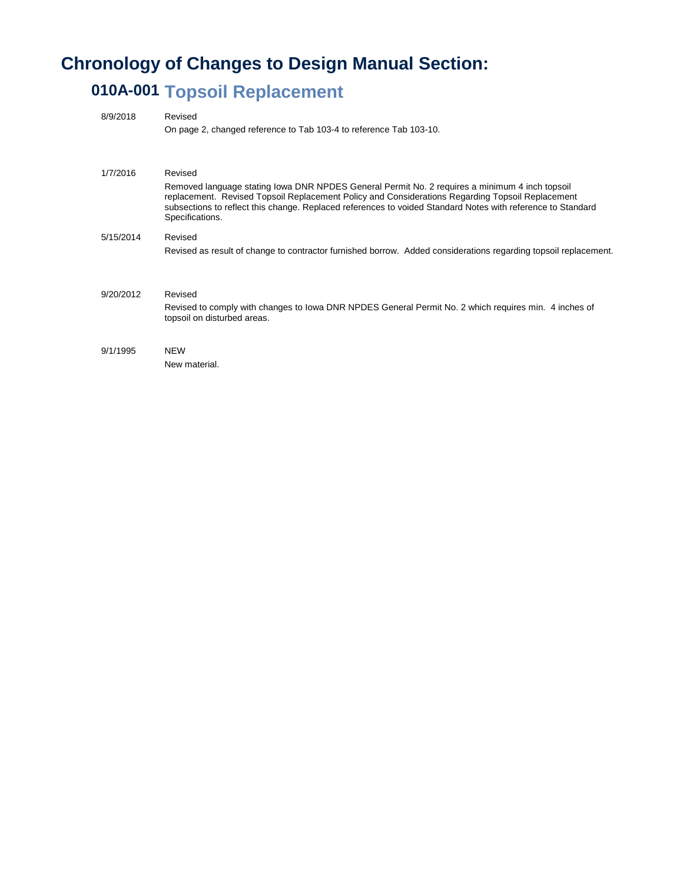# Chronology of Changes to Design Manual Section:

## 010A-001 Topsoil Replacement

| | | |
|---|---|---|
| 8/9/2018 | Revised | On page 2, changed reference to Tab 103-4 to reference Tab 103-10. |
| 1/7/2016 | Revised | Removed language stating Iowa DNR NPDES General Permit No. 2 requires a minimum 4 inch topsoil replacement. Revised Topsoil Replacement Policy and Considerations Regarding Topsoil Replacement subsections to reflect this change. Replaced references to voided Standard Notes with reference to Standard Specifications. |
| 5/15/2014 | Revised | Revised as result of change to contractor furnished borrow. Added considerations regarding topsoil replacement. |
| 9/20/2012 | Revised | Revised to comply with changes to Iowa DNR NPDES General Permit No. 2 which requires min. 4 inches of topsoil on disturbed areas. |
| 9/1/1995 | NEW | New material. |